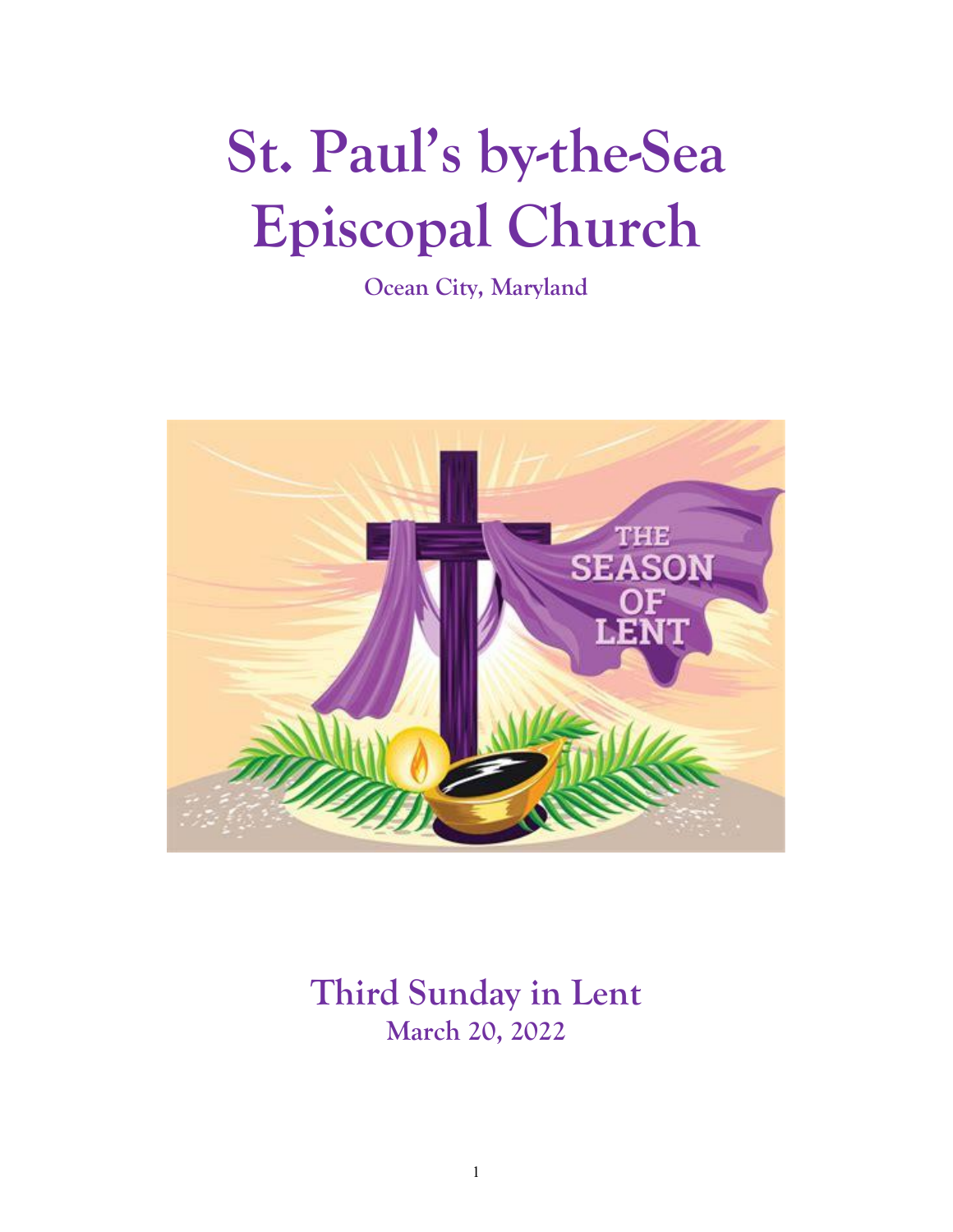# St. Paul's by-the-Sea Episcopal Church

**Ocean City, Maryland**

## Third Sunday in Lent

**March 20, 2022**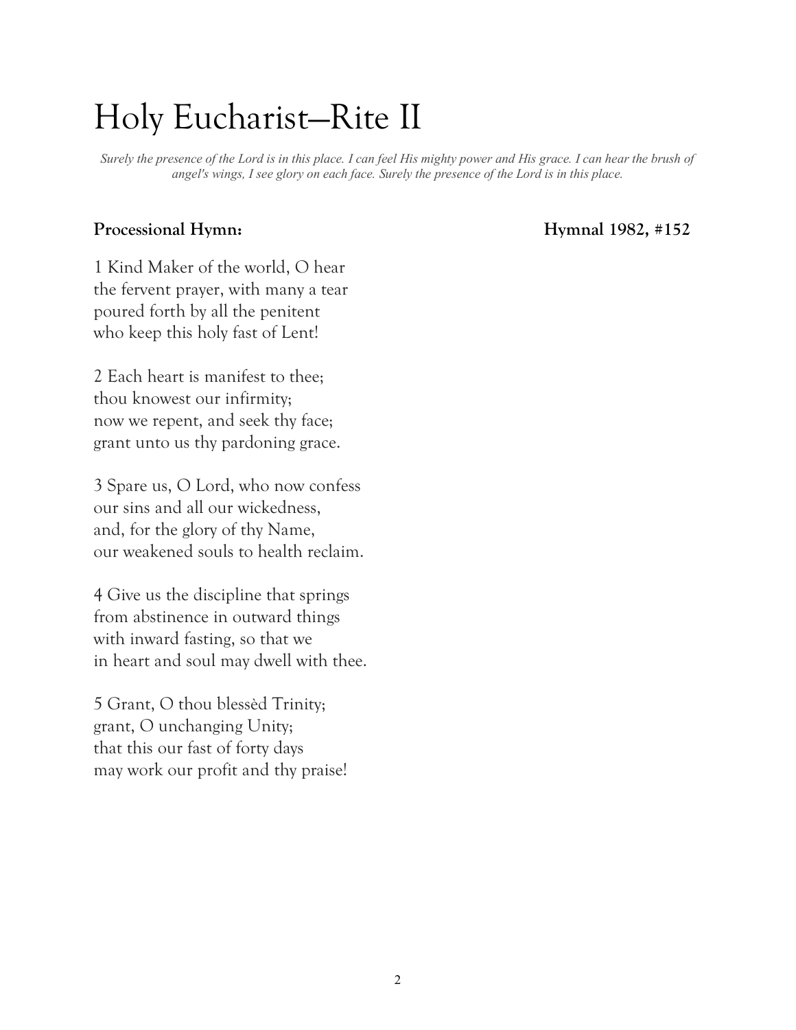# Holy Eucharist—Rite II

*Surely the presence of the Lord is in this place. I can feel His mighty power and His grace. I can hear the brush of angel's wings, I see glory on each face. Surely the presence of the Lord is in this place.*

**Processional Hymn:** **Hymnal 1982, #152**

1 Kind Maker of the world, O hear  
the fervent prayer, with many a tear  
poured forth by all the penitent  
who keep this holy fast of Lent!

2 Each heart is manifest to thee;  
thou knowest our infirmity;  
now we repent, and seek thy face;  
grant unto us thy pardoning grace.

3 Spare us, O Lord, who now confess  
our sins and all our wickedness,  
and, for the glory of thy Name,  
our weakened souls to health reclaim.

4 Give us the discipline that springs  
from abstinence in outward things  
with inward fasting, so that we  
in heart and soul may dwell with thee.

5 Grant, O thou blessèd Trinity;  
grant, O unchanging Unity;  
that this our fast of forty days  
may work our profit and thy praise!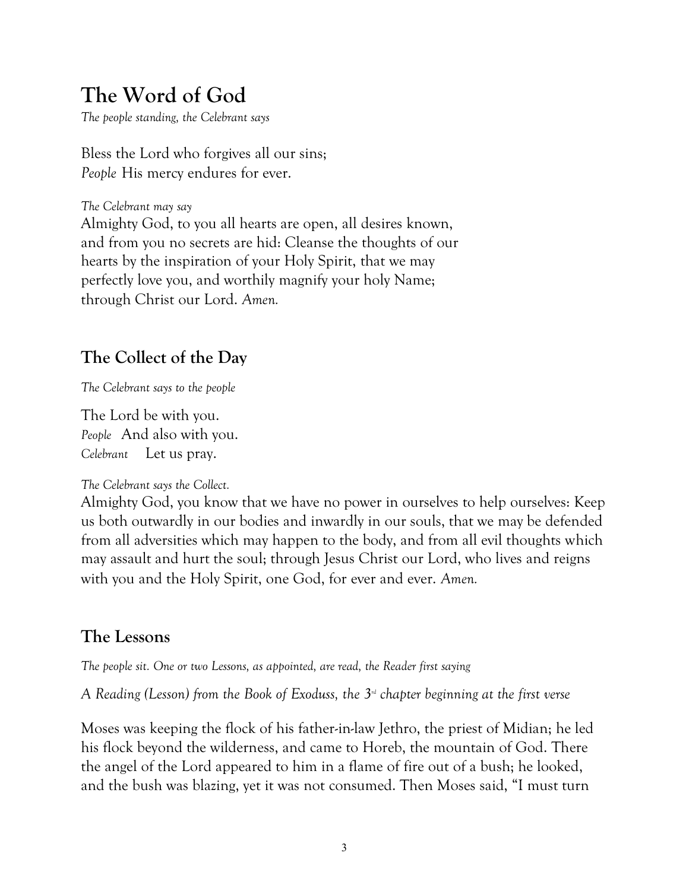# The Word of God

*The people standing, the Celebrant says*

Bless the Lord who forgives all our sins;
*People* His mercy endures for ever.

*The Celebrant may say*
Almighty God, to you all hearts are open, all desires known, and from you no secrets are hid: Cleanse the thoughts of our hearts by the inspiration of your Holy Spirit, that we may perfectly love you, and worthily magnify your holy Name; through Christ our Lord. *Amen.*

## The Collect of the Day

*The Celebrant says to the people*

The Lord be with you.
*People* And also with you.
*Celebrant* Let us pray.

*The Celebrant says the Collect.*
Almighty God, you know that we have no power in ourselves to help ourselves: Keep us both outwardly in our bodies and inwardly in our souls, that we may be defended from all adversities which may happen to the body, and from all evil thoughts which may assault and hurt the soul; through Jesus Christ our Lord, who lives and reigns with you and the Holy Spirit, one God, for ever and ever. *Amen.*

## The Lessons

*The people sit. One or two Lessons, as appointed, are read, the Reader first saying*

*A Reading (Lesson) from the Book of Exoduss, the 3rd chapter beginning at the first verse*

Moses was keeping the flock of his father-in-law Jethro, the priest of Midian; he led his flock beyond the wilderness, and came to Horeb, the mountain of God. There the angel of the Lord appeared to him in a flame of fire out of a bush; he looked, and the bush was blazing, yet it was not consumed. Then Moses said, "I must turn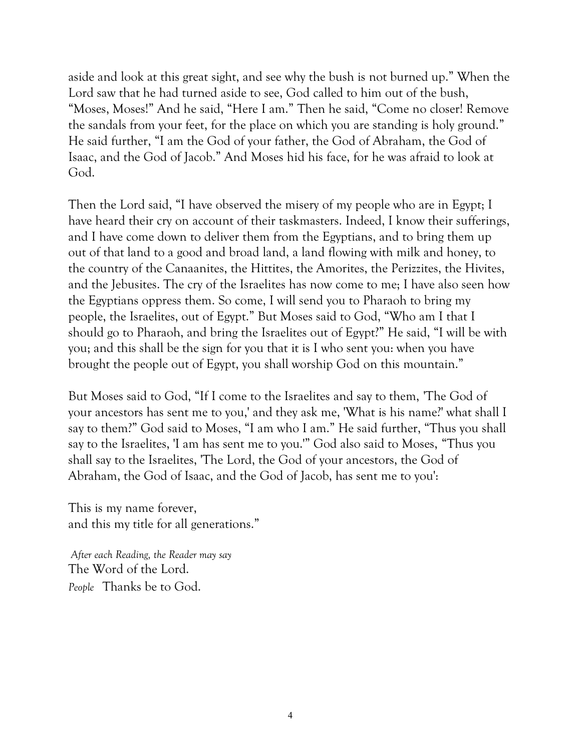aside and look at this great sight, and see why the bush is not burned up." When the Lord saw that he had turned aside to see, God called to him out of the bush, "Moses, Moses!" And he said, "Here I am." Then he said, "Come no closer! Remove the sandals from your feet, for the place on which you are standing is holy ground." He said further, "I am the God of your father, the God of Abraham, the God of Isaac, and the God of Jacob." And Moses hid his face, for he was afraid to look at God.

Then the Lord said, "I have observed the misery of my people who are in Egypt; I have heard their cry on account of their taskmasters. Indeed, I know their sufferings, and I have come down to deliver them from the Egyptians, and to bring them up out of that land to a good and broad land, a land flowing with milk and honey, to the country of the Canaanites, the Hittites, the Amorites, the Perizzites, the Hivites, and the Jebusites. The cry of the Israelites has now come to me; I have also seen how the Egyptians oppress them. So come, I will send you to Pharaoh to bring my people, the Israelites, out of Egypt." But Moses said to God, "Who am I that I should go to Pharaoh, and bring the Israelites out of Egypt?" He said, "I will be with you; and this shall be the sign for you that it is I who sent you: when you have brought the people out of Egypt, you shall worship God on this mountain."

But Moses said to God, "If I come to the Israelites and say to them, 'The God of your ancestors has sent me to you,' and they ask me, 'What is his name?' what shall I say to them?" God said to Moses, "I am who I am." He said further, "Thus you shall say to the Israelites, 'I am has sent me to you.'" God also said to Moses, "Thus you shall say to the Israelites, 'The Lord, the God of your ancestors, the God of Abraham, the God of Isaac, and the God of Jacob, has sent me to you':

This is my name forever,
and this my title for all generations."

*After each Reading, the Reader may say*
The Word of the Lord.
*People* Thanks be to God.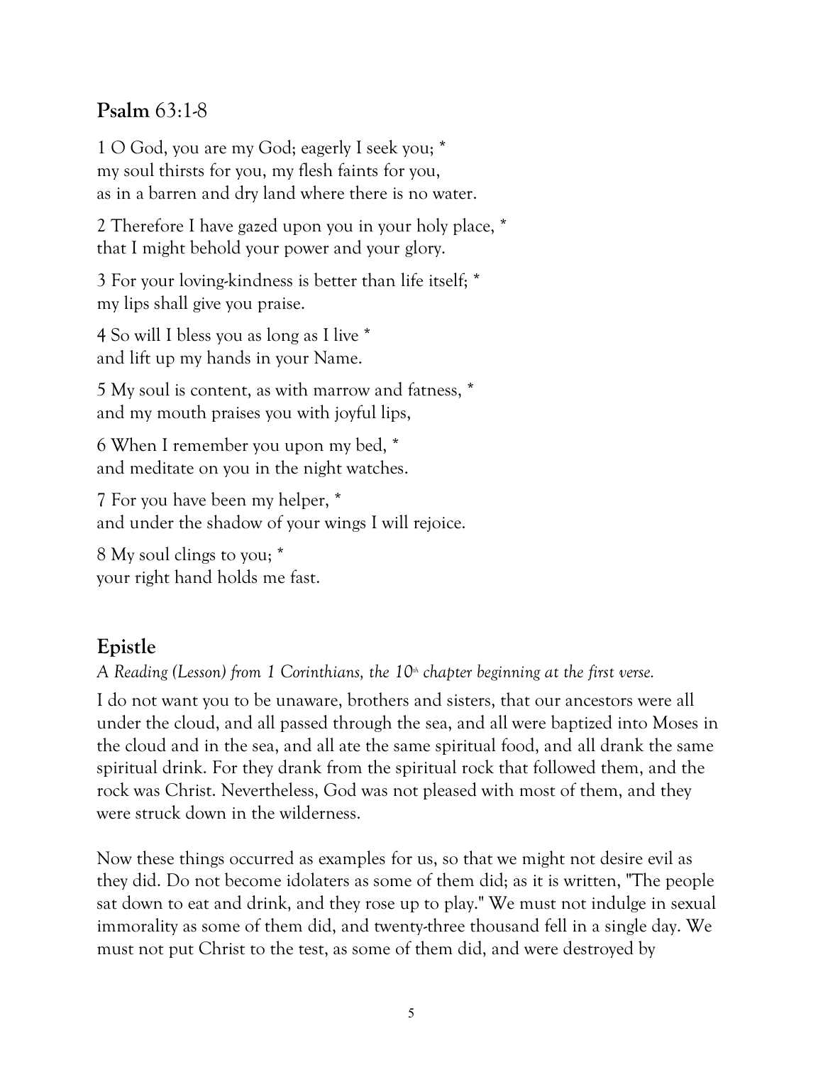## **Psalm** 63:1-8

1 O God, you are my God; eagerly I seek you; *  
my soul thirsts for you, my flesh faints for you,  
as in a barren and dry land where there is no water.

2 Therefore I have gazed upon you in your holy place, *  
that I might behold your power and your glory.

3 For your loving-kindness is better than life itself; *  
my lips shall give you praise.

4 So will I bless you as long as I live *  
and lift up my hands in your Name.

5 My soul is content, as with marrow and fatness, *  
and my mouth praises you with joyful lips,

6 When I remember you upon my bed, *  
and meditate on you in the night watches.

7 For you have been my helper, *  
and under the shadow of your wings I will rejoice.

8 My soul clings to you; *  
your right hand holds me fast.

## **Epistle**

*A Reading (Lesson) from 1 Corinthians, the 10th chapter beginning at the first verse.*

I do not want you to be unaware, brothers and sisters, that our ancestors were all under the cloud, and all passed through the sea, and all were baptized into Moses in the cloud and in the sea, and all ate the same spiritual food, and all drank the same spiritual drink. For they drank from the spiritual rock that followed them, and the rock was Christ. Nevertheless, God was not pleased with most of them, and they were struck down in the wilderness.

Now these things occurred as examples for us, so that we might not desire evil as they did. Do not become idolaters as some of them did; as it is written, "The people sat down to eat and drink, and they rose up to play." We must not indulge in sexual immorality as some of them did, and twenty-three thousand fell in a single day. We must not put Christ to the test, as some of them did, and were destroyed by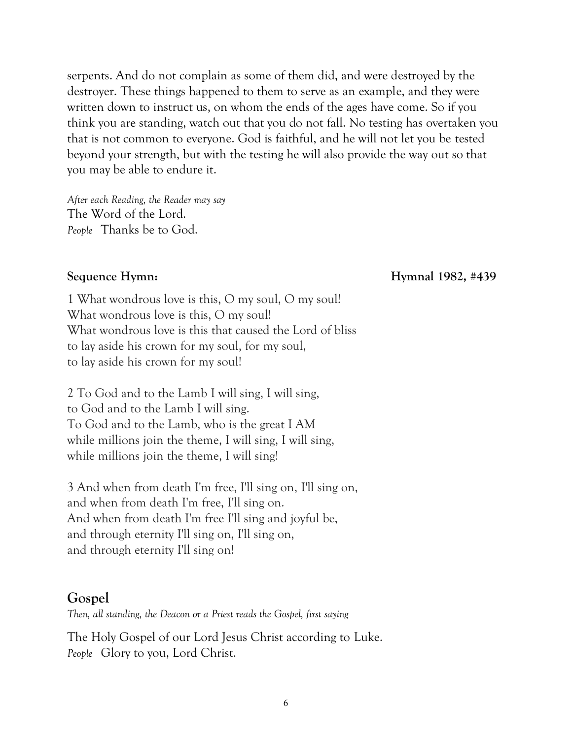serpents. And do not complain as some of them did, and were destroyed by the destroyer. These things happened to them to serve as an example, and they were written down to instruct us, on whom the ends of the ages have come. So if you think you are standing, watch out that you do not fall. No testing has overtaken you that is not common to everyone. God is faithful, and he will not let you be tested beyond your strength, but with the testing he will also provide the way out so that you may be able to endure it.

*After each Reading, the Reader may say*
The Word of the Lord.
*People* Thanks be to God.

**Sequence Hymn: Hymnal 1982, #439**

1 What wondrous love is this, O my soul, O my soul!
What wondrous love is this, O my soul!
What wondrous love is this that caused the Lord of bliss
to lay aside his crown for my soul, for my soul,
to lay aside his crown for my soul!

2 To God and to the Lamb I will sing, I will sing,
to God and to the Lamb I will sing.
To God and to the Lamb, who is the great I AM
while millions join the theme, I will sing, I will sing,
while millions join the theme, I will sing!

3 And when from death I'm free, I'll sing on, I'll sing on,
and when from death I'm free, I'll sing on.
And when from death I'm free I'll sing and joyful be,
and through eternity I'll sing on, I'll sing on,
and through eternity I'll sing on!

## Gospel

*Then, all standing, the Deacon or a Priest reads the Gospel, first saying*

The Holy Gospel of our Lord Jesus Christ according to Luke.
*People* Glory to you, Lord Christ.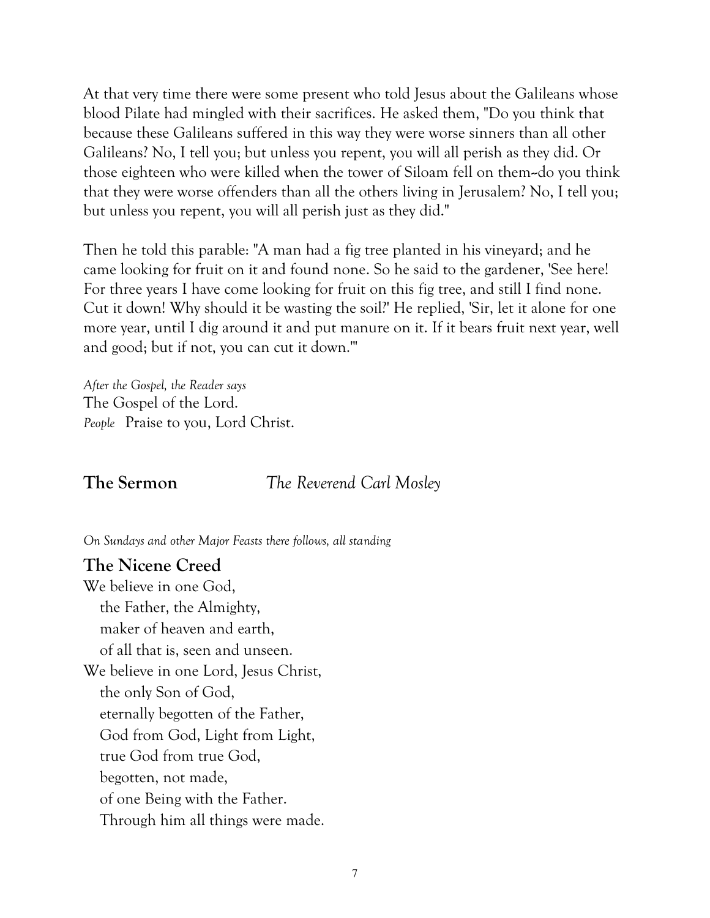At that very time there were some present who told Jesus about the Galileans whose blood Pilate had mingled with their sacrifices. He asked them, "Do you think that because these Galileans suffered in this way they were worse sinners than all other Galileans? No, I tell you; but unless you repent, you will all perish as they did. Or those eighteen who were killed when the tower of Siloam fell on them--do you think that they were worse offenders than all the others living in Jerusalem? No, I tell you; but unless you repent, you will all perish just as they did."

Then he told this parable: "A man had a fig tree planted in his vineyard; and he came looking for fruit on it and found none. So he said to the gardener, 'See here! For three years I have come looking for fruit on this fig tree, and still I find none. Cut it down! Why should it be wasting the soil?' He replied, 'Sir, let it alone for one more year, until I dig around it and put manure on it. If it bears fruit next year, well and good; but if not, you can cut it down.'"

*After the Gospel, the Reader says*
The Gospel of the Lord.
*People* Praise to you, Lord Christ.

## The Sermon *The Reverend Carl Mosley*

*On Sundays and other Major Feasts there follows, all standing*

## The Nicene Creed

We believe in one God,
the Father, the Almighty,
maker of heaven and earth,
of all that is, seen and unseen.
We believe in one Lord, Jesus Christ,
the only Son of God,
eternally begotten of the Father,
God from God, Light from Light,
true God from true God,
begotten, not made,
of one Being with the Father.
Through him all things were made.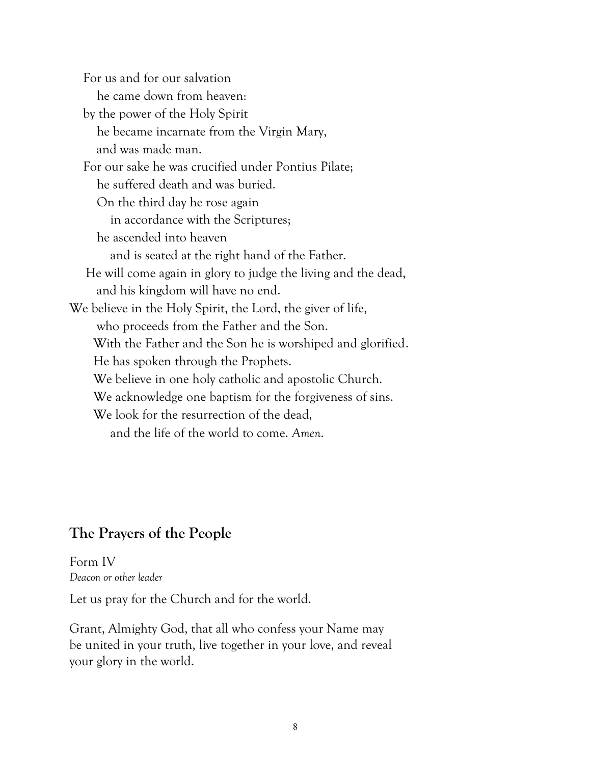For us and for our salvation  
he came down from heaven:  
by the power of the Holy Spirit  
he became incarnate from the Virgin Mary,  
and was made man.  
For our sake he was crucified under Pontius Pilate;  
he suffered death and was buried.  
On the third day he rose again  
in accordance with the Scriptures;  
he ascended into heaven  
and is seated at the right hand of the Father.  
He will come again in glory to judge the living and the dead,  
and his kingdom will have no end.  
We believe in the Holy Spirit, the Lord, the giver of life,  
who proceeds from the Father and the Son.  
With the Father and the Son he is worshiped and glorified.  
He has spoken through the Prophets.  
We believe in one holy catholic and apostolic Church.  
We acknowledge one baptism for the forgiveness of sins.  
We look for the resurrection of the dead,  
and the life of the world to come. *Amen*.

## The Prayers of the People

Form IV  
*Deacon or other leader*

Let us pray for the Church and for the world.

Grant, Almighty God, that all who confess your Name may be united in your truth, live together in your love, and reveal your glory in the world.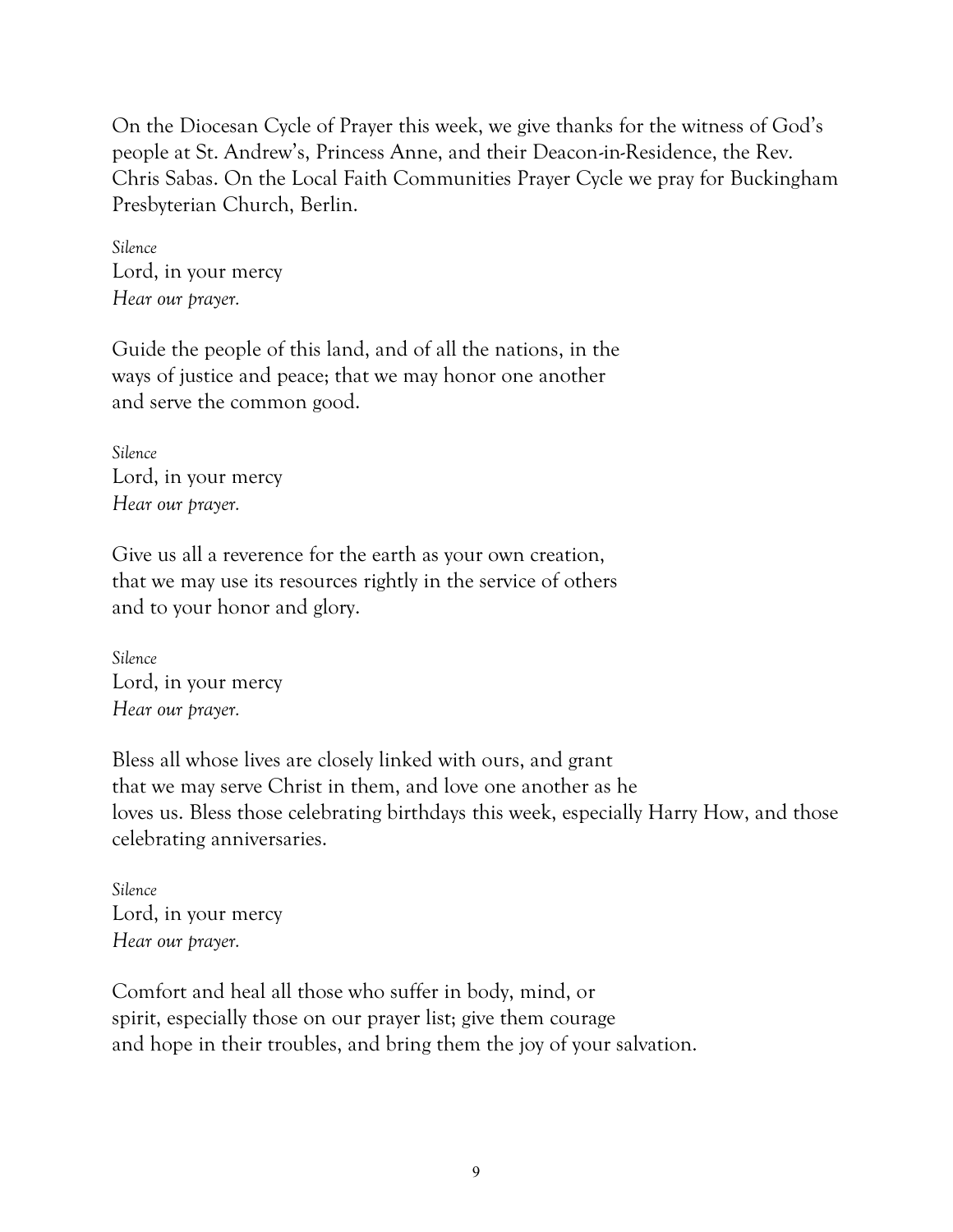On the Diocesan Cycle of Prayer this week, we give thanks for the witness of God's people at St. Andrew's, Princess Anne, and their Deacon-in-Residence, the Rev. Chris Sabas. On the Local Faith Communities Prayer Cycle we pray for Buckingham Presbyterian Church, Berlin.

*Silence*
Lord, in your mercy
*Hear our prayer.*

Guide the people of this land, and of all the nations, in the ways of justice and peace; that we may honor one another and serve the common good.

*Silence*
Lord, in your mercy
*Hear our prayer.*

Give us all a reverence for the earth as your own creation, that we may use its resources rightly in the service of others and to your honor and glory.

*Silence*
Lord, in your mercy
*Hear our prayer.*

Bless all whose lives are closely linked with ours, and grant that we may serve Christ in them, and love one another as he loves us. Bless those celebrating birthdays this week, especially Harry How, and those celebrating anniversaries.

*Silence*
Lord, in your mercy
*Hear our prayer.*

Comfort and heal all those who suffer in body, mind, or spirit, especially those on our prayer list; give them courage and hope in their troubles, and bring them the joy of your salvation.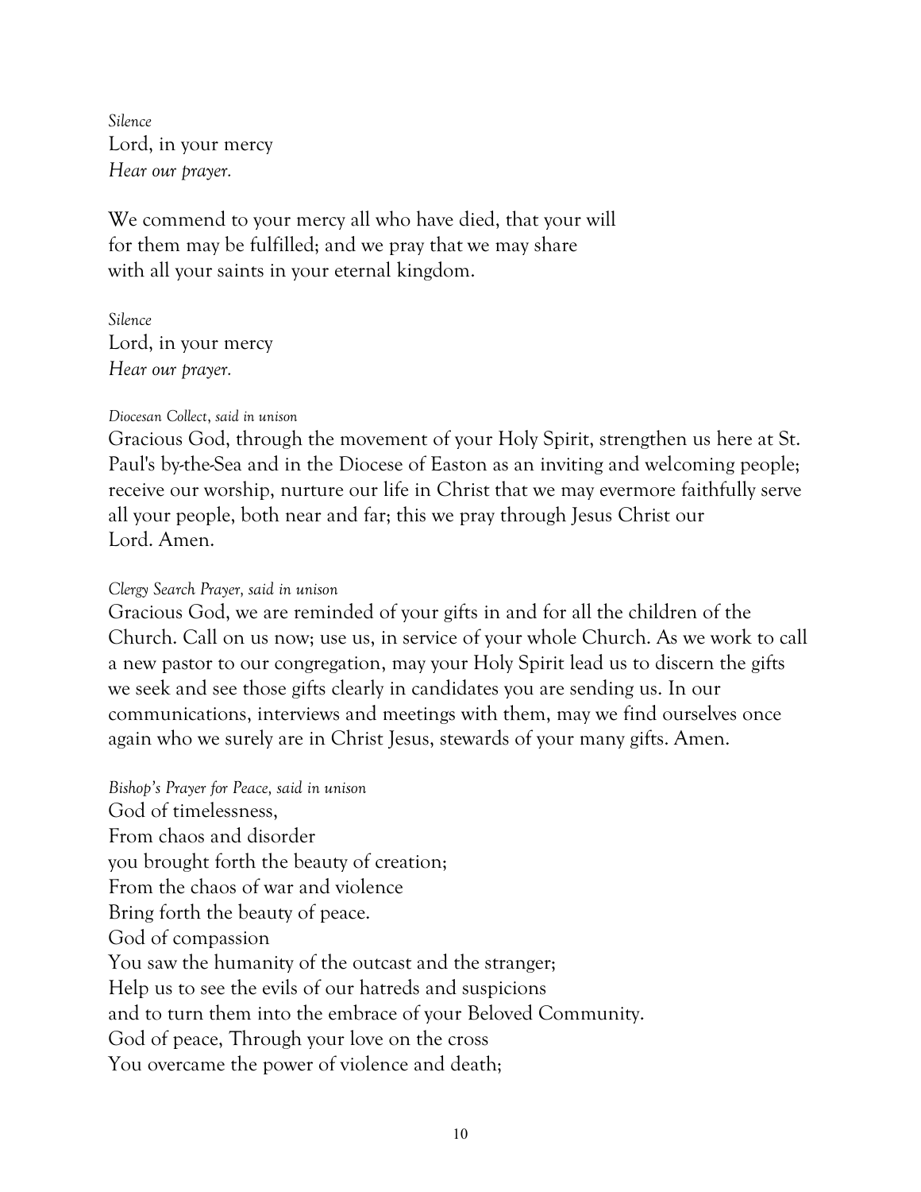*Silence*
Lord, in your mercy
*Hear our prayer.*

We commend to your mercy all who have died, that your will for them may be fulfilled; and we pray that we may share with all your saints in your eternal kingdom.

*Silence*
Lord, in your mercy
*Hear our prayer.*

*Diocesan Collect, said in unison*

Gracious God, through the movement of your Holy Spirit, strengthen us here at St. Paul's by-the-Sea and in the Diocese of Easton as an inviting and welcoming people; receive our worship, nurture our life in Christ that we may evermore faithfully serve all your people, both near and far; this we pray through Jesus Christ our Lord. Amen.

*Clergy Search Prayer, said in unison*

Gracious God, we are reminded of your gifts in and for all the children of the Church. Call on us now; use us, in service of your whole Church. As we work to call a new pastor to our congregation, may your Holy Spirit lead us to discern the gifts we seek and see those gifts clearly in candidates you are sending us. In our communications, interviews and meetings with them, may we find ourselves once again who we surely are in Christ Jesus, stewards of your many gifts. Amen.

*Bishop's Prayer for Peace, said in unison*

God of timelessness,
From chaos and disorder
you brought forth the beauty of creation;
From the chaos of war and violence
Bring forth the beauty of peace.
God of compassion
You saw the humanity of the outcast and the stranger;
Help us to see the evils of our hatreds and suspicions
and to turn them into the embrace of your Beloved Community.
God of peace, Through your love on the cross
You overcame the power of violence and death;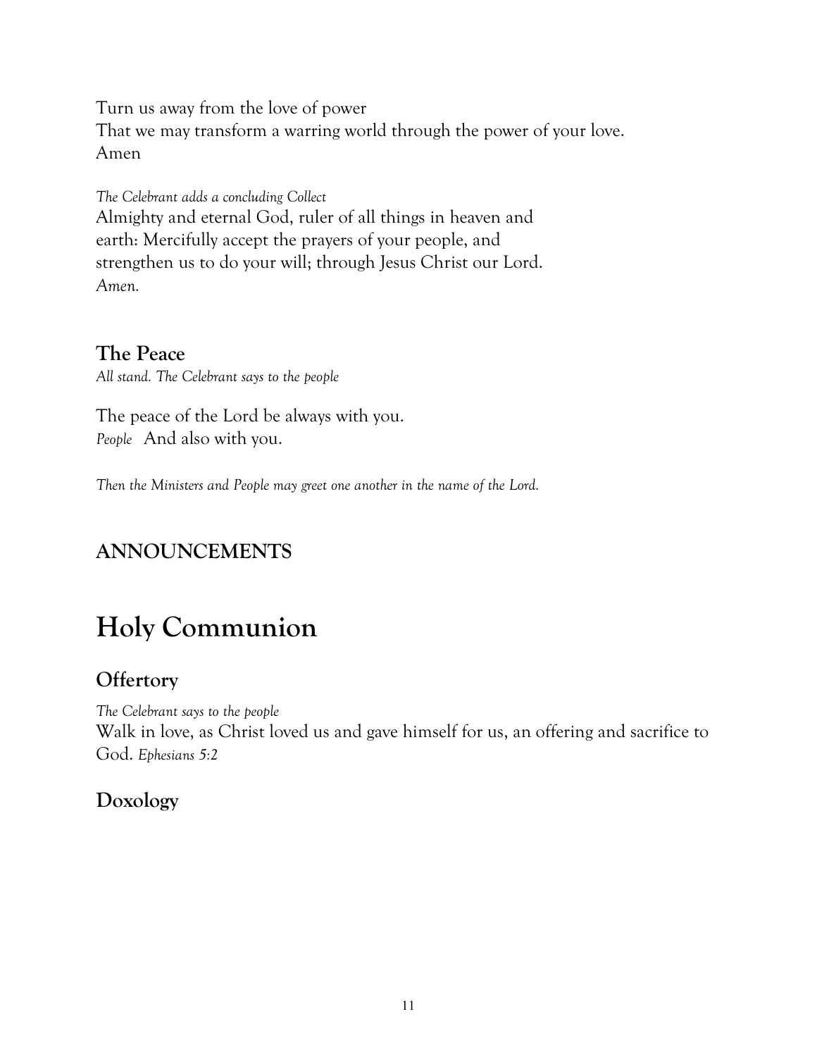Turn us away from the love of power
That we may transform a warring world through the power of your love.
Amen

*The Celebrant adds a concluding Collect*
Almighty and eternal God, ruler of all things in heaven and
earth: Mercifully accept the prayers of your people, and
strengthen us to do your will; through Jesus Christ our Lord.
*Amen.*

### The Peace

*All stand. The Celebrant says to the people*

The peace of the Lord be always with you.
*People* And also with you.

*Then the Ministers and People may greet one another in the name of the Lord.*

## ANNOUNCEMENTS

# Holy Communion

## Offertory

*The Celebrant says to the people*
Walk in love, as Christ loved us and gave himself for us, an offering and sacrifice to God. *Ephesians 5:2*

## Doxology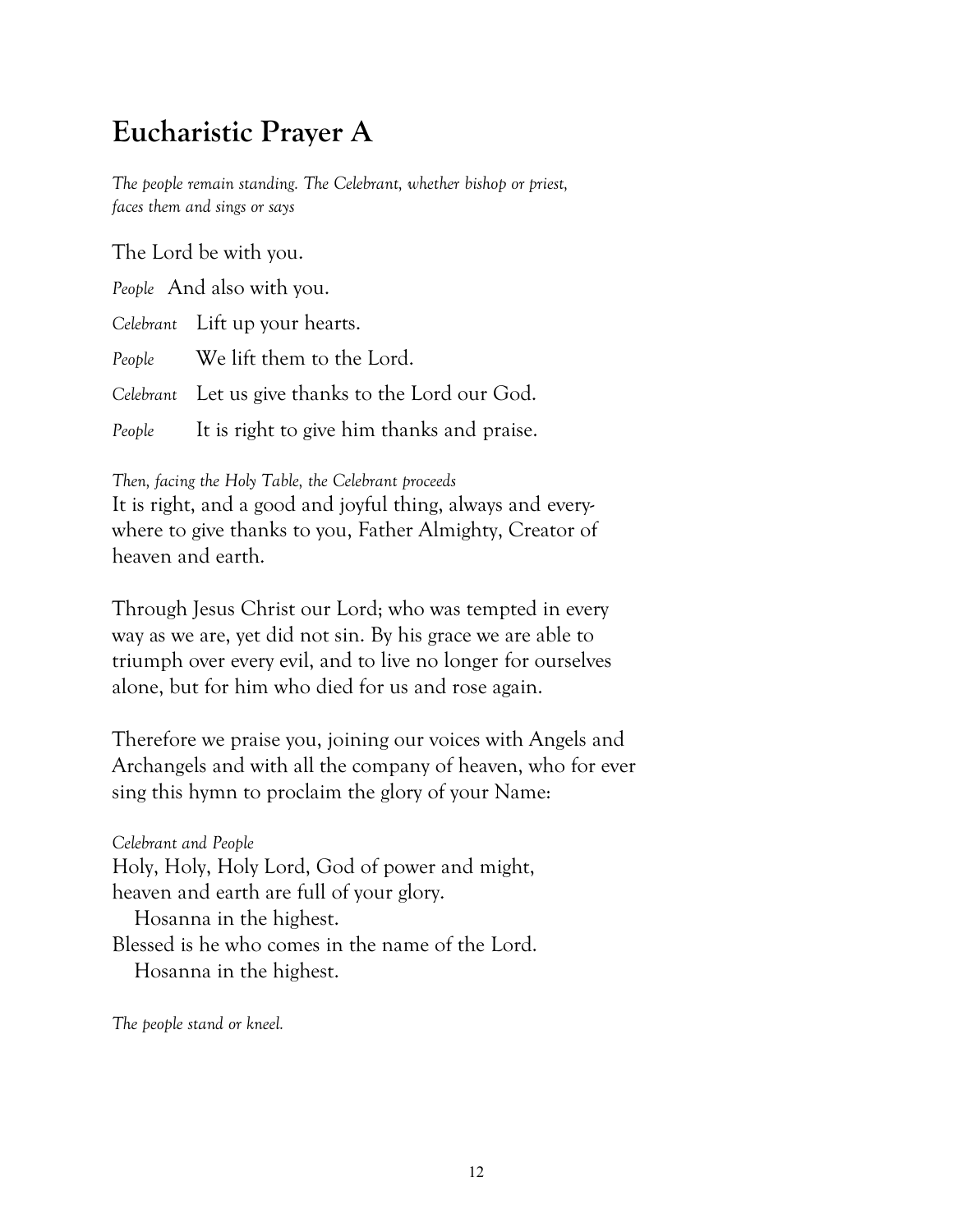# Eucharistic Prayer A

*The people remain standing. The Celebrant, whether bishop or priest, faces them and sings or says*

The Lord be with you.

*People* And also with you.

*Celebrant* Lift up your hearts.

*People* We lift them to the Lord.

*Celebrant* Let us give thanks to the Lord our God.

*People* It is right to give him thanks and praise.

*Then, facing the Holy Table, the Celebrant proceeds*
It is right, and a good and joyful thing, always and everywhere to give thanks to you, Father Almighty, Creator of heaven and earth.

Through Jesus Christ our Lord; who was tempted in every way as we are, yet did not sin. By his grace we are able to triumph over every evil, and to live no longer for ourselves alone, but for him who died for us and rose again.

Therefore we praise you, joining our voices with Angels and Archangels and with all the company of heaven, who for ever sing this hymn to proclaim the glory of your Name:

*Celebrant and People*
Holy, Holy, Holy Lord, God of power and might,
heaven and earth are full of your glory.
  Hosanna in the highest.
Blessed is he who comes in the name of the Lord.
  Hosanna in the highest.

*The people stand or kneel.*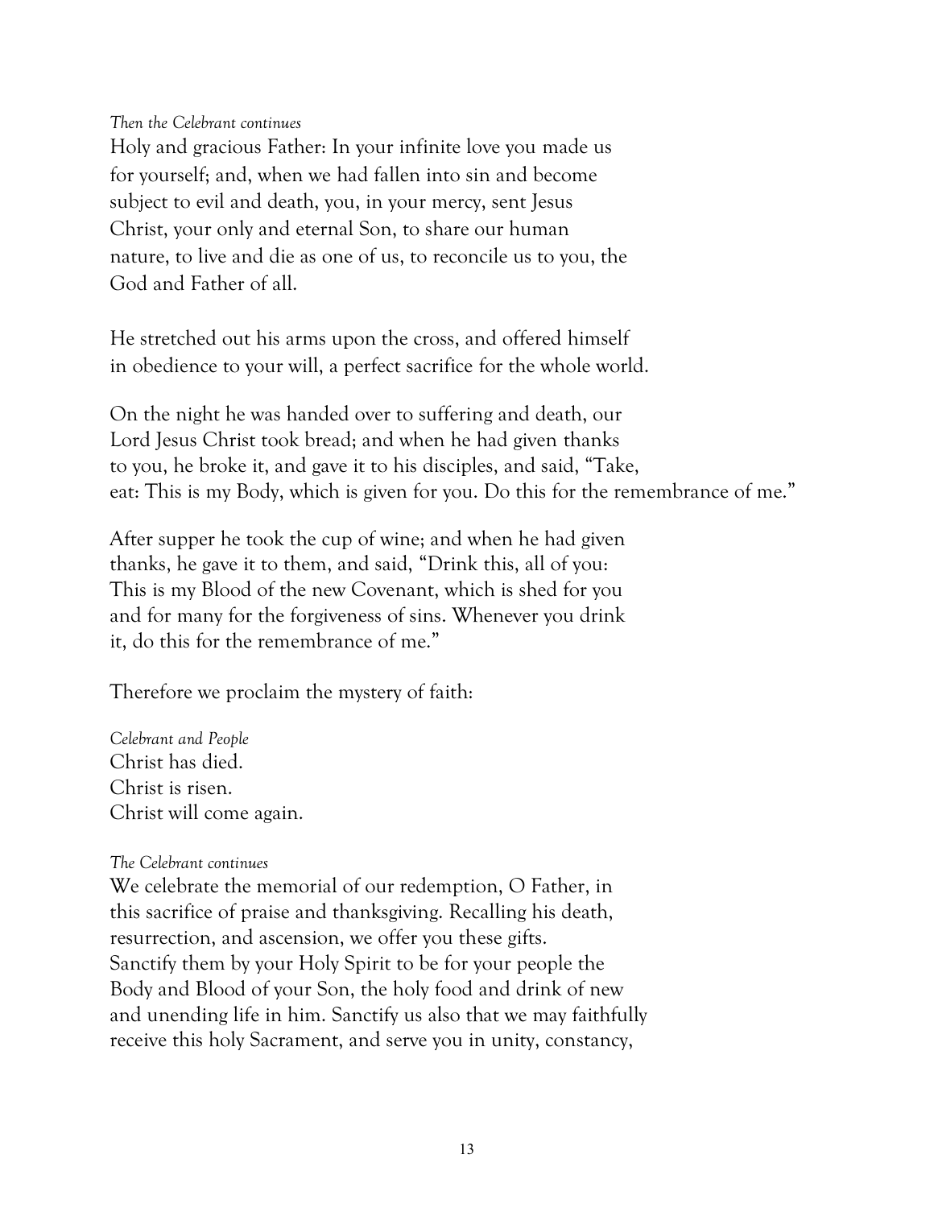*Then the Celebrant continues*

Holy and gracious Father: In your infinite love you made us for yourself; and, when we had fallen into sin and become subject to evil and death, you, in your mercy, sent Jesus Christ, your only and eternal Son, to share our human nature, to live and die as one of us, to reconcile us to you, the God and Father of all.

He stretched out his arms upon the cross, and offered himself in obedience to your will, a perfect sacrifice for the whole world.

On the night he was handed over to suffering and death, our Lord Jesus Christ took bread; and when he had given thanks to you, he broke it, and gave it to his disciples, and said, "Take, eat: This is my Body, which is given for you. Do this for the remembrance of me."

After supper he took the cup of wine; and when he had given thanks, he gave it to them, and said, "Drink this, all of you: This is my Blood of the new Covenant, which is shed for you and for many for the forgiveness of sins. Whenever you drink it, do this for the remembrance of me."

Therefore we proclaim the mystery of faith:

*Celebrant and People*

Christ has died.
Christ is risen.
Christ will come again.

*The Celebrant continues*

We celebrate the memorial of our redemption, O Father, in this sacrifice of praise and thanksgiving. Recalling his death, resurrection, and ascension, we offer you these gifts. Sanctify them by your Holy Spirit to be for your people the Body and Blood of your Son, the holy food and drink of new and unending life in him. Sanctify us also that we may faithfully receive this holy Sacrament, and serve you in unity, constancy,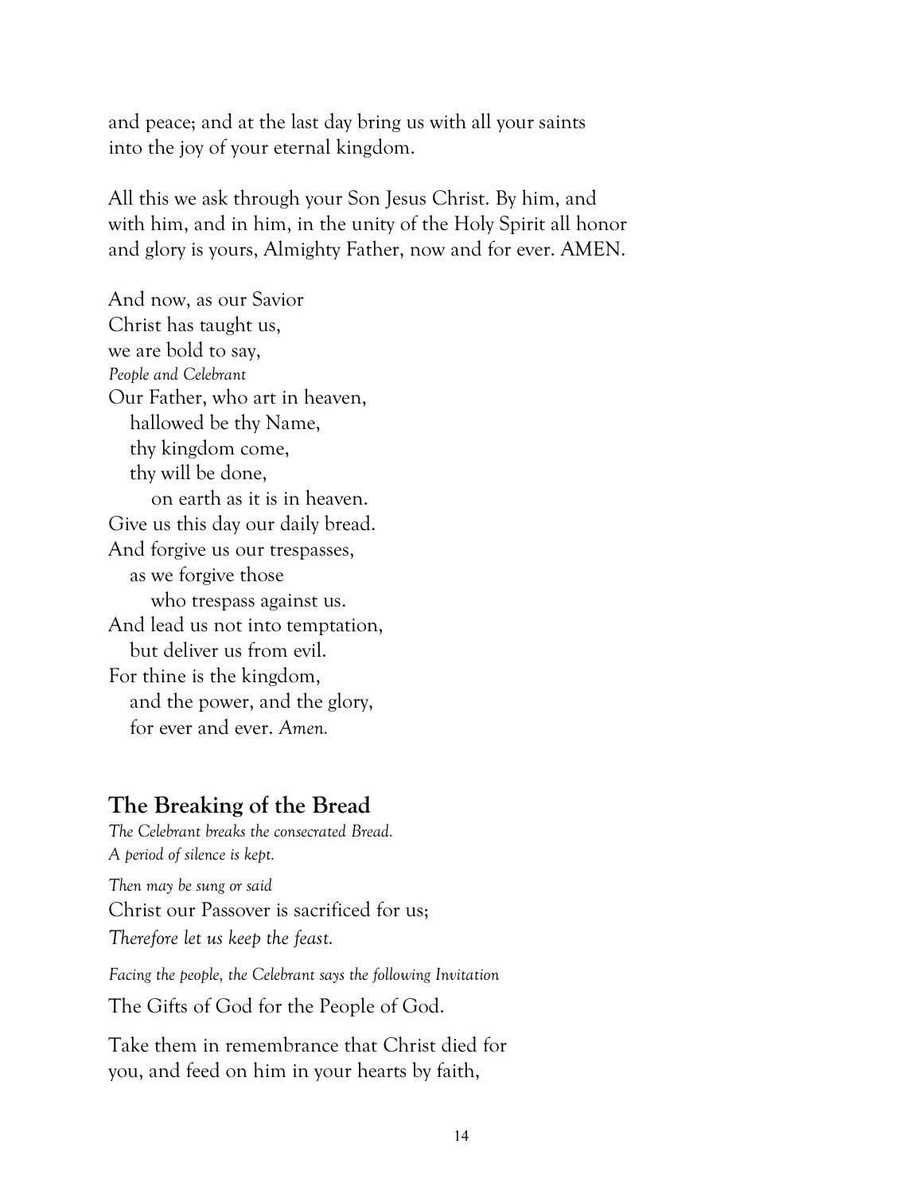and peace; and at the last day bring us with all your saints into the joy of your eternal kingdom.

All this we ask through your Son Jesus Christ. By him, and with him, and in him, in the unity of the Holy Spirit all honor and glory is yours, Almighty Father, now and for ever. AMEN.

And now, as our Savior
Christ has taught us,
we are bold to say,

*People and Celebrant*

Our Father, who art in heaven,
hallowed be thy Name,
thy kingdom come,
thy will be done,
on earth as it is in heaven.
Give us this day our daily bread.
And forgive us our trespasses,
as we forgive those
who trespass against us.
And lead us not into temptation,
but deliver us from evil.
For thine is the kingdom,
and the power, and the glory,
for ever and ever. *Amen.*

## The Breaking of the Bread

*The Celebrant breaks the consecrated Bread.*
*A period of silence is kept.*

*Then may be sung or said*

Christ our Passover is sacrificed for us;
*Therefore let us keep the feast.*

*Facing the people, the Celebrant says the following Invitation*

The Gifts of God for the People of God.

Take them in remembrance that Christ died for you, and feed on him in your hearts by faith,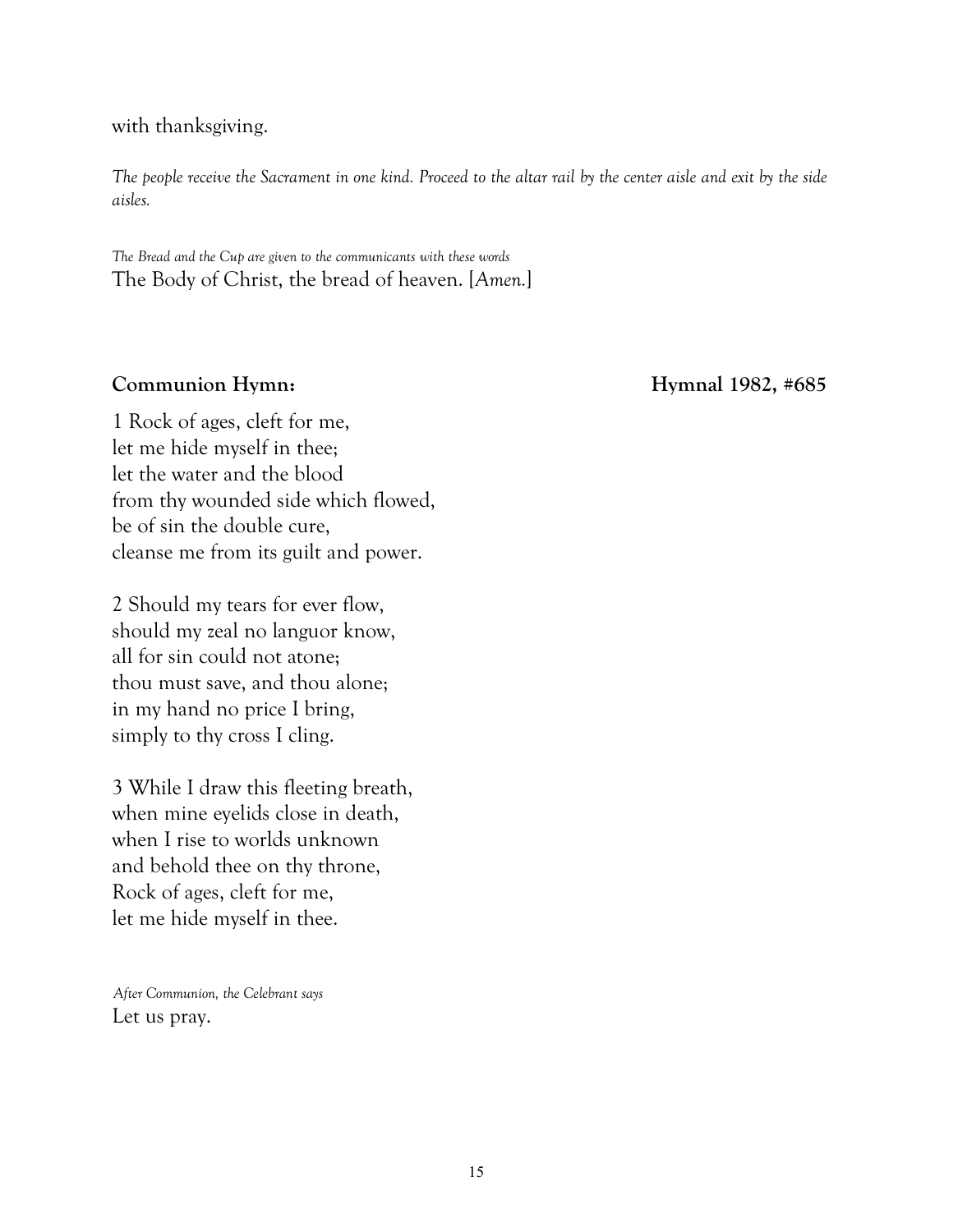with thanksgiving.

*The people receive the Sacrament in one kind. Proceed to the altar rail by the center aisle and exit by the side aisles.*

*The Bread and the Cup are given to the communicants with these words*
The Body of Christ, the bread of heaven. [*Amen.*]

**Communion Hymn:** **Hymnal 1982, #685**

1 Rock of ages, cleft for me,
let me hide myself in thee;
let the water and the blood
from thy wounded side which flowed,
be of sin the double cure,
cleanse me from its guilt and power.

2 Should my tears for ever flow,
should my zeal no languor know,
all for sin could not atone;
thou must save, and thou alone;
in my hand no price I bring,
simply to thy cross I cling.

3 While I draw this fleeting breath,
when mine eyelids close in death,
when I rise to worlds unknown
and behold thee on thy throne,
Rock of ages, cleft for me,
let me hide myself in thee.

*After Communion, the Celebrant says*
Let us pray.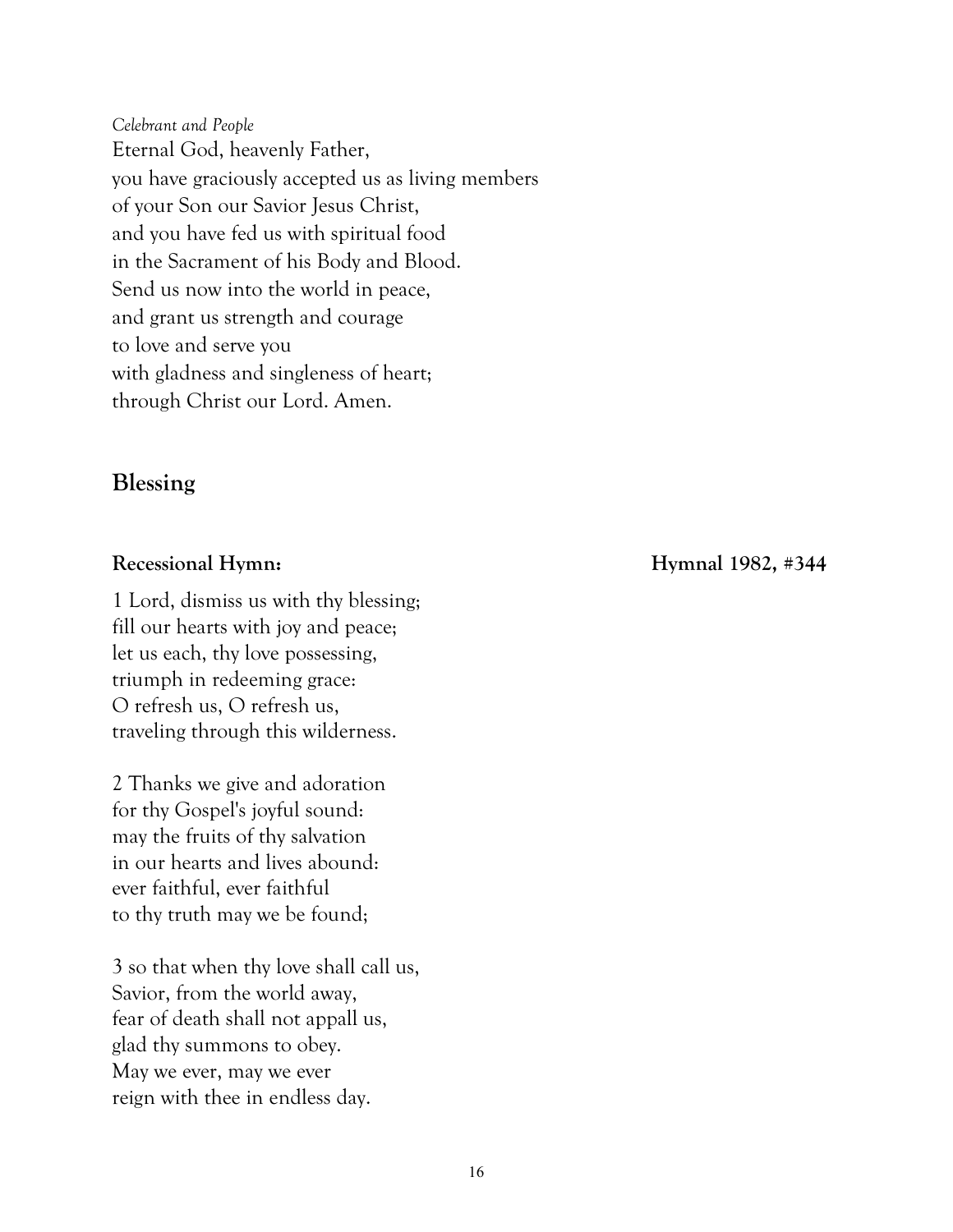*Celebrant and People*

Eternal God, heavenly Father,
you have graciously accepted us as living members
of your Son our Savior Jesus Christ,
and you have fed us with spiritual food
in the Sacrament of his Body and Blood.
Send us now into the world in peace,
and grant us strength and courage
to love and serve you
with gladness and singleness of heart;
through Christ our Lord. Amen.

## Blessing

**Recessional Hymn:** **Hymnal 1982, #344**

1 Lord, dismiss us with thy blessing;
fill our hearts with joy and peace;
let us each, thy love possessing,
triumph in redeeming grace:
O refresh us, O refresh us,
traveling through this wilderness.

2 Thanks we give and adoration
for thy Gospel's joyful sound:
may the fruits of thy salvation
in our hearts and lives abound:
ever faithful, ever faithful
to thy truth may we be found;

3 so that when thy love shall call us,
Savior, from the world away,
fear of death shall not appall us,
glad thy summons to obey.
May we ever, may we ever
reign with thee in endless day.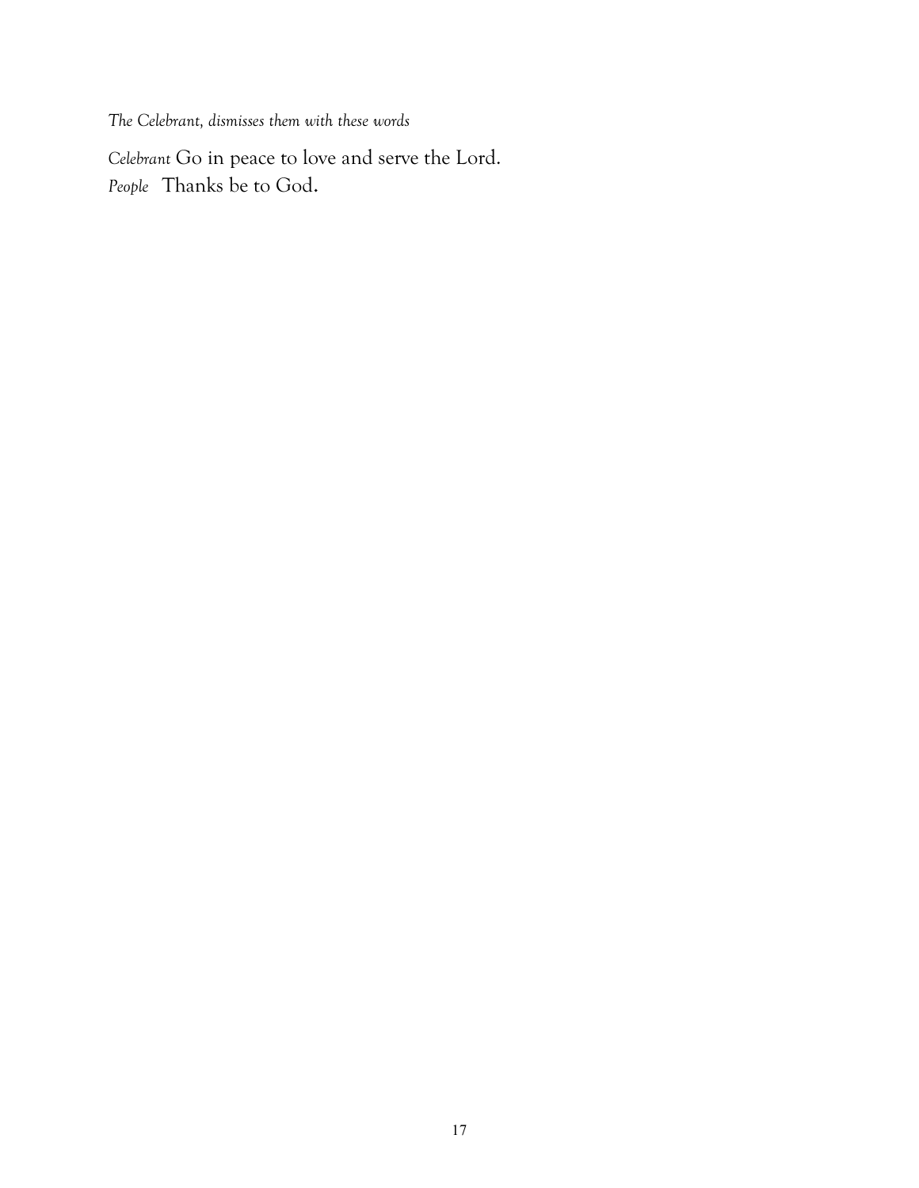*The Celebrant, dismisses them with these words*

*Celebrant* Go in peace to love and serve the Lord.
*People* Thanks be to God.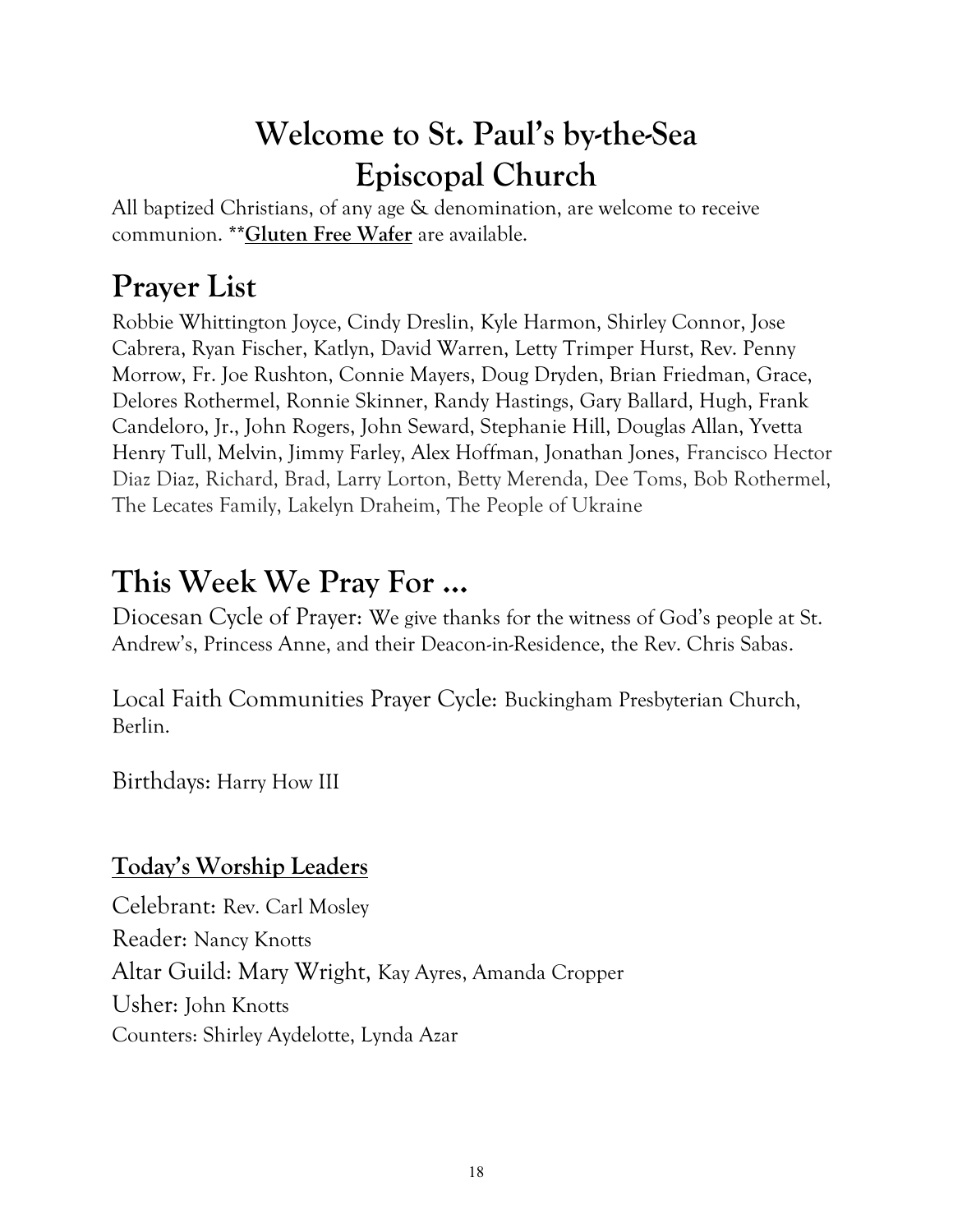# Welcome to St. Paul's by-the-Sea Episcopal Church

All baptized Christians, of any age & denomination, are welcome to receive communion. ****Gluten Free Wafer** are available.

## Prayer List

Robbie Whittington Joyce, Cindy Dreslin, Kyle Harmon, Shirley Connor, Jose Cabrera, Ryan Fischer, Katlyn, David Warren, Letty Trimper Hurst, Rev. Penny Morrow, Fr. Joe Rushton, Connie Mayers, Doug Dryden, Brian Friedman, Grace, Delores Rothermel, Ronnie Skinner, Randy Hastings, Gary Ballard, Hugh, Frank Candeloro, Jr., John Rogers, John Seward, Stephanie Hill, Douglas Allan, Yvetta Henry Tull, Melvin, Jimmy Farley, Alex Hoffman, Jonathan Jones, Francisco Hector Diaz Diaz, Richard, Brad, Larry Lorton, Betty Merenda, Dee Toms, Bob Rothermel, The Lecates Family, Lakelyn Draheim, The People of Ukraine

## This Week We Pray For ...

Diocesan Cycle of Prayer: We give thanks for the witness of God's people at St. Andrew's, Princess Anne, and their Deacon-in-Residence, the Rev. Chris Sabas.

Local Faith Communities Prayer Cycle: Buckingham Presbyterian Church, Berlin.

Birthdays: Harry How III

### Today's Worship Leaders

Celebrant: Rev. Carl Mosley

Reader: Nancy Knotts

Altar Guild: Mary Wright, Kay Ayres, Amanda Cropper

Usher: John Knotts

Counters: Shirley Aydelotte, Lynda Azar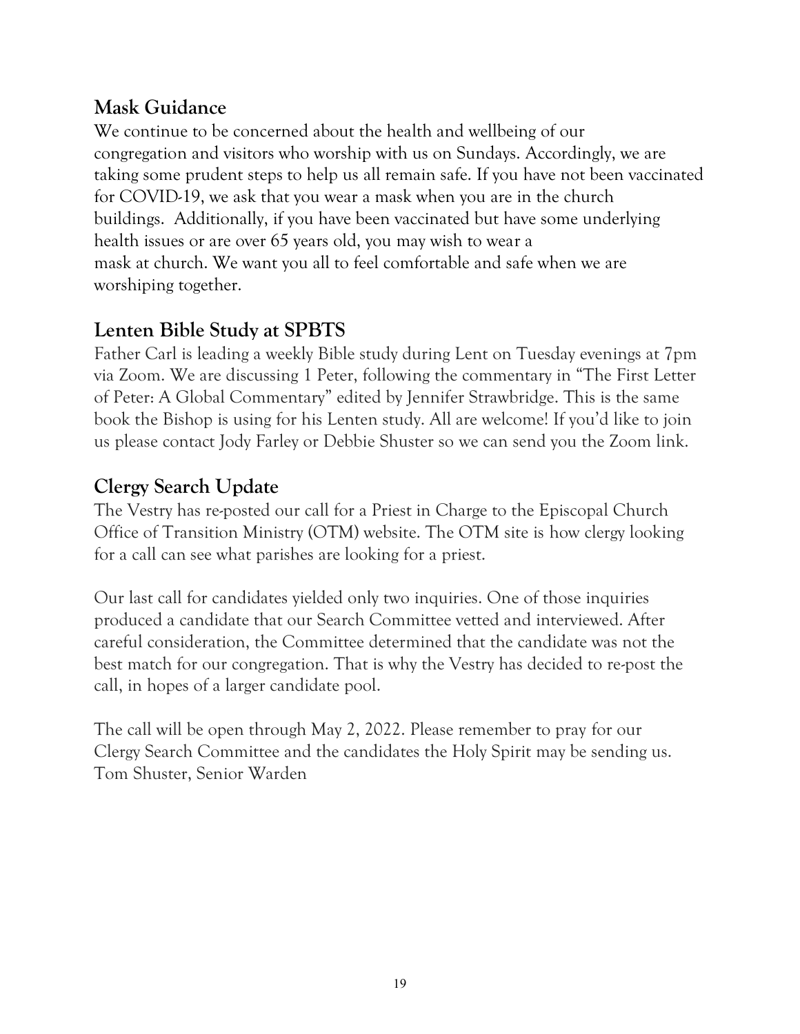## Mask Guidance

We continue to be concerned about the health and wellbeing of our congregation and visitors who worship with us on Sundays. Accordingly, we are taking some prudent steps to help us all remain safe. If you have not been vaccinated for COVID-19, we ask that you wear a mask when you are in the church buildings. Additionally, if you have been vaccinated but have some underlying health issues or are over 65 years old, you may wish to wear a mask at church. We want you all to feel comfortable and safe when we are worshiping together.

## Lenten Bible Study at SPBTS

Father Carl is leading a weekly Bible study during Lent on Tuesday evenings at 7pm via Zoom. We are discussing 1 Peter, following the commentary in "The First Letter of Peter: A Global Commentary" edited by Jennifer Strawbridge. This is the same book the Bishop is using for his Lenten study. All are welcome! If you'd like to join us please contact Jody Farley or Debbie Shuster so we can send you the Zoom link.

## Clergy Search Update

The Vestry has re-posted our call for a Priest in Charge to the Episcopal Church Office of Transition Ministry (OTM) website. The OTM site is how clergy looking for a call can see what parishes are looking for a priest.

Our last call for candidates yielded only two inquiries. One of those inquiries produced a candidate that our Search Committee vetted and interviewed. After careful consideration, the Committee determined that the candidate was not the best match for our congregation. That is why the Vestry has decided to re-post the call, in hopes of a larger candidate pool.

The call will be open through May 2, 2022. Please remember to pray for our Clergy Search Committee and the candidates the Holy Spirit may be sending us.
Tom Shuster, Senior Warden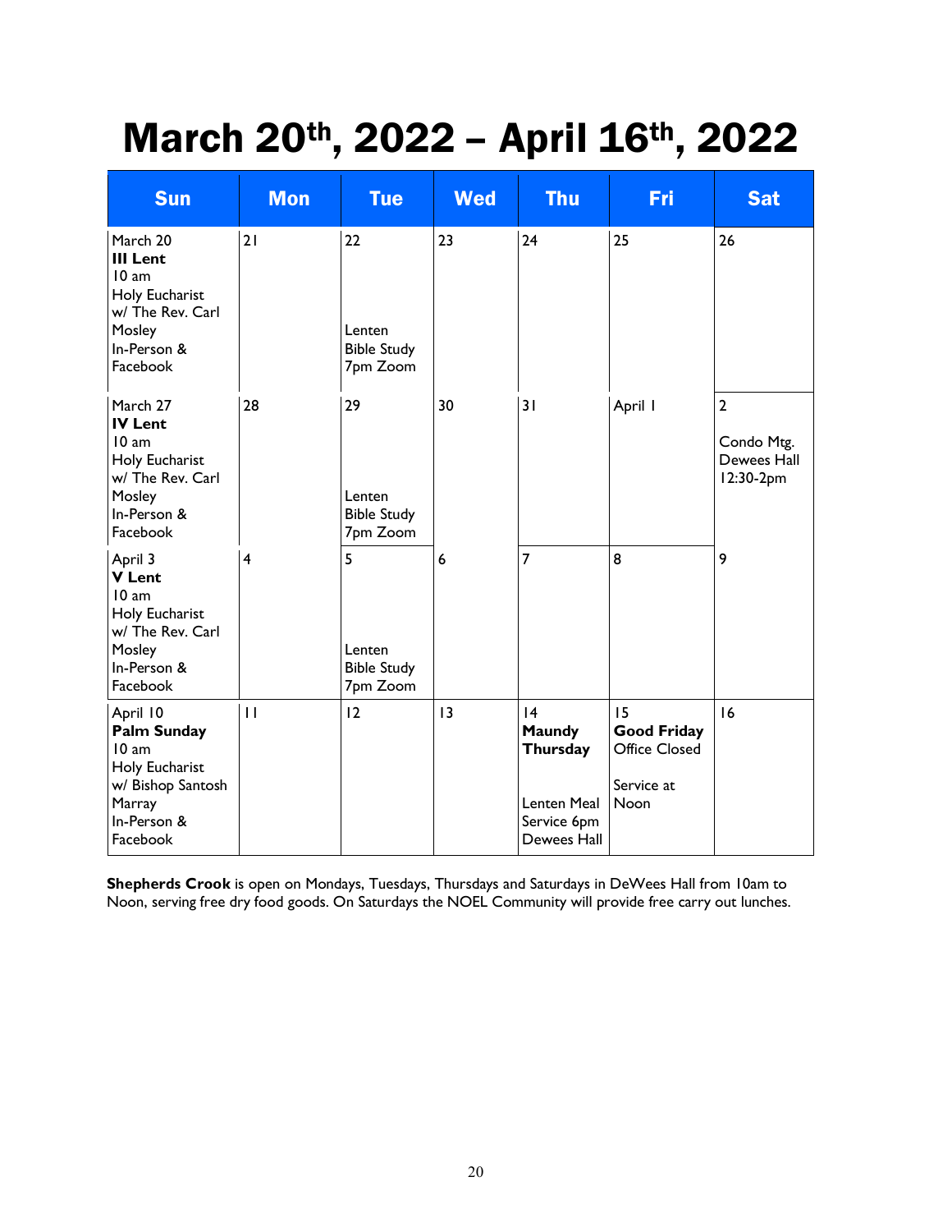# March 20th, 2022 – April 16th, 2022

| Sun | Mon | Tue | Wed | Thu | Fri | Sat |
|---|---|---|---|---|---|---|
| March 20 **III Lent** 10 am Holy Eucharist w/ The Rev. Carl Mosley In-Person & Facebook | 21 | 22 Lenten Bible Study 7pm Zoom | 23 | 24 | 25 | 26 |
| March 27 **IV Lent** 10 am Holy Eucharist w/ The Rev. Carl Mosley In-Person & Facebook | 28 | 29 Lenten Bible Study 7pm Zoom | 30 | 31 | April 1 | 2 Condo Mtg. Dewees Hall 12:30-2pm |
| April 3 **V Lent** 10 am Holy Eucharist w/ The Rev. Carl Mosley In-Person & Facebook | 4 | 5 Lenten Bible Study 7pm Zoom | 6 | 7 | 8 | 9 |
| April 10 **Palm Sunday** 10 am Holy Eucharist w/ Bishop Santosh Marray In-Person & Facebook | 11 | 12 | 13 | 14 **Maundy Thursday** Lenten Meal Service 6pm Dewees Hall | 15 **Good Friday** Office Closed Service at Noon | 16 |

**Shepherds Crook** is open on Mondays, Tuesdays, Thursdays and Saturdays in DeWees Hall from 10am to Noon, serving free dry food goods. On Saturdays the NOEL Community will provide free carry out lunches.